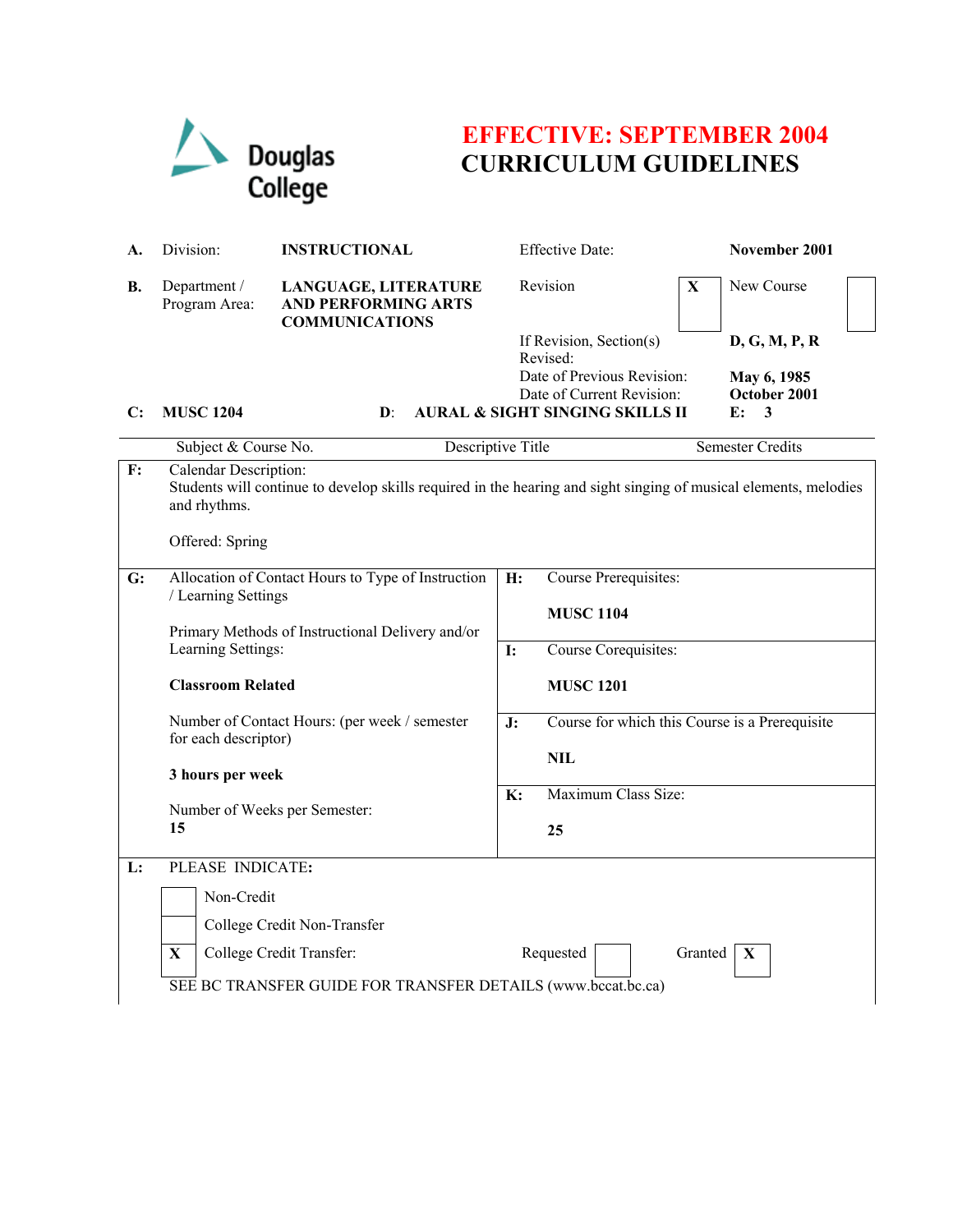Douglas College

# EFFECTIVE: SEPTEMBER 2004
# CURRICULUM GUIDELINES

| | | | | |
|---|---|---|---|---|
| **A.** | Division: | **INSTRUCTIONAL** | Effective Date: | **November 2001** |
| **B.** | Department / Program Area: | **LANGUAGE, LITERATURE AND PERFORMING ARTS COMMUNICATIONS** | Revision [X] New Course [ ] | |
| | | | If Revision, Section(s) Revised: | **D, G, M, P, R** |
| | | | Date of Previous Revision: | **May 6, 1985** |
| | | | Date of Current Revision: | **October 2001** |

| C: | D: | E: |
|---|---|---|
| **MUSC 1204** | **AURAL & SIGHT SINGING SKILLS II** | **3** |
| Subject & Course No. | Descriptive Title | Semester Credits |

**F:** Calendar Description:
Students will continue to develop skills required in the hearing and sight singing of musical elements, melodies and rhythms.

Offered: Spring

**G:** Allocation of Contact Hours to Type of Instruction / Learning Settings

Primary Methods of Instructional Delivery and/or Learning Settings:

**Classroom Related**

Number of Contact Hours: (per week / semester for each descriptor)

**3 hours per week**

Number of Weeks per Semester:
**15**

**H:** Course Prerequisites:

**MUSC 1104**

**I:** Course Corequisites:

**MUSC 1201**

**J:** Course for which this Course is a Prerequisite

**NIL**

**K:** Maximum Class Size:

**25**

**L:** PLEASE INDICATE**:**

- [ ] Non-Credit
- [ ] College Credit Non-Transfer
- [X] College Credit Transfer: Requested [ ] Granted [X]

SEE BC TRANSFER GUIDE FOR TRANSFER DETAILS (www.bccat.bc.ca)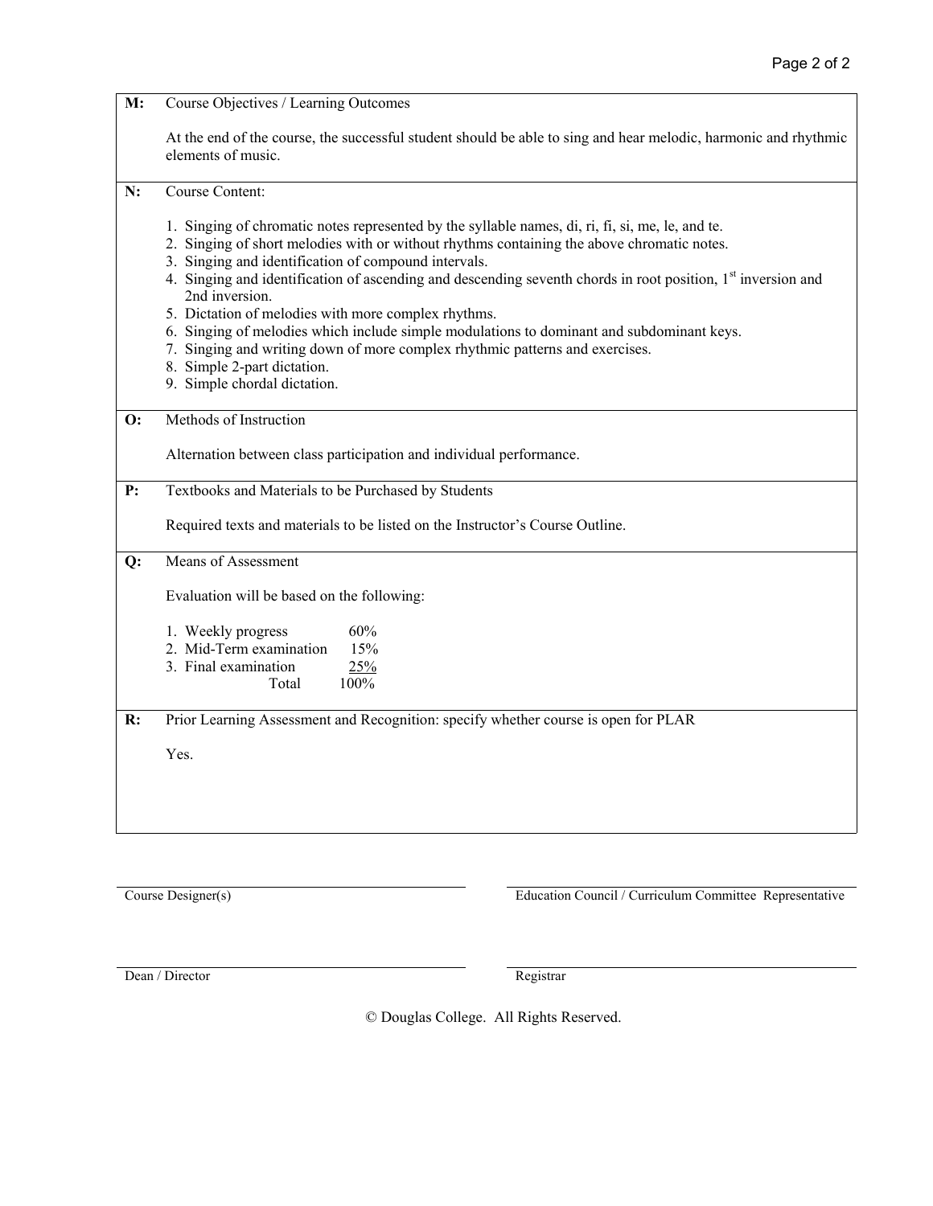**M:** Course Objectives / Learning Outcomes

At the end of the course, the successful student should be able to sing and hear melodic, harmonic and rhythmic elements of music.

**N:** Course Content:

1. Singing of chromatic notes represented by the syllable names, di, ri, fi, si, me, le, and te.
2. Singing of short melodies with or without rhythms containing the above chromatic notes.
3. Singing and identification of compound intervals.
4. Singing and identification of ascending and descending seventh chords in root position, 1st inversion and 2nd inversion.
5. Dictation of melodies with more complex rhythms.
6. Singing of melodies which include simple modulations to dominant and subdominant keys.
7. Singing and writing down of more complex rhythmic patterns and exercises.
8. Simple 2-part dictation.
9. Simple chordal dictation.

**O:** Methods of Instruction

Alternation between class participation and individual performance.

**P:** Textbooks and Materials to be Purchased by Students

Required texts and materials to be listed on the Instructor's Course Outline.

**Q:** Means of Assessment

Evaluation will be based on the following:

| | |
|---|---|
| 1. Weekly progress | 60% |
| 2. Mid-Term examination | 15% |
| 3. Final examination | 25% |
| Total | 100% |

**R:** Prior Learning Assessment and Recognition: specify whether course is open for PLAR

Yes.

Course Designer(s)

Education Council / Curriculum Committee Representative

Dean / Director

Registrar

© Douglas College. All Rights Reserved.